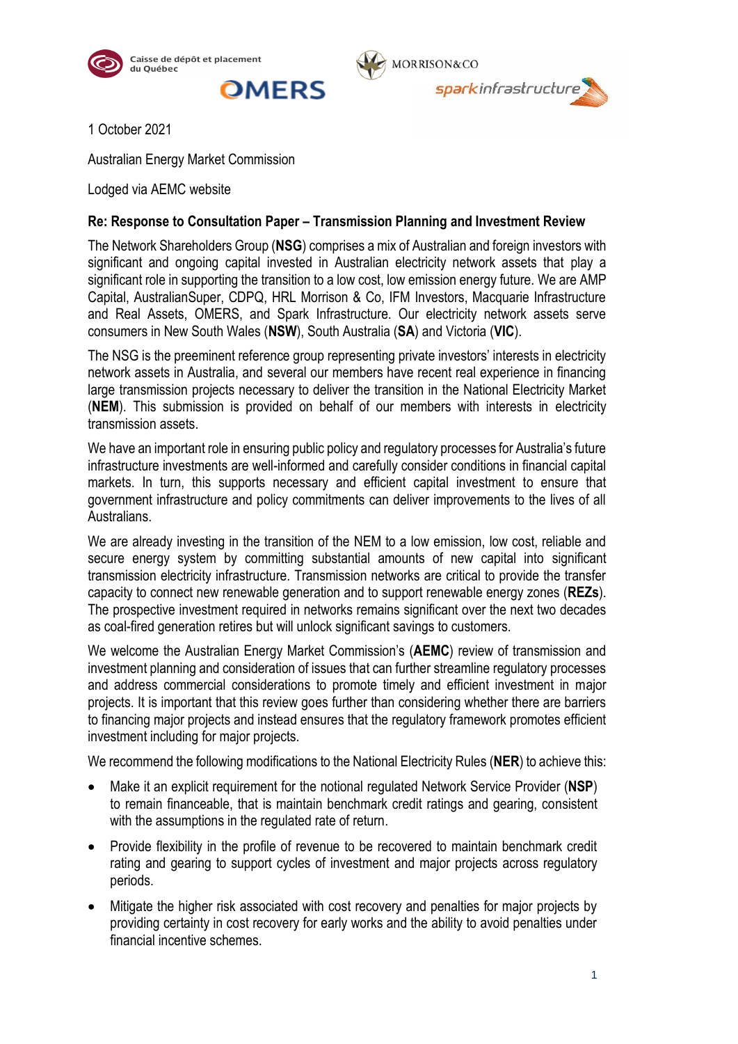1 October 2021

Australian Energy Market Commission

Lodged via AEMC website

**Re: Response to Consultation Paper – Transmission Planning and Investment Review**

The Network Shareholders Group (**NSG**) comprises a mix of Australian and foreign investors with significant and ongoing capital invested in Australian electricity network assets that play a significant role in supporting the transition to a low cost, low emission energy future. We are AMP Capital, AustralianSuper, CDPQ, HRL Morrison & Co, IFM Investors, Macquarie Infrastructure and Real Assets, OMERS, and Spark Infrastructure. Our electricity network assets serve consumers in New South Wales (**NSW**), South Australia (**SA**) and Victoria (**VIC**).

The NSG is the preeminent reference group representing private investors' interests in electricity network assets in Australia, and several our members have recent real experience in financing large transmission projects necessary to deliver the transition in the National Electricity Market (**NEM**). This submission is provided on behalf of our members with interests in electricity transmission assets.

We have an important role in ensuring public policy and regulatory processes for Australia's future infrastructure investments are well-informed and carefully consider conditions in financial capital markets. In turn, this supports necessary and efficient capital investment to ensure that government infrastructure and policy commitments can deliver improvements to the lives of all Australians.

We are already investing in the transition of the NEM to a low emission, low cost, reliable and secure energy system by committing substantial amounts of new capital into significant transmission electricity infrastructure. Transmission networks are critical to provide the transfer capacity to connect new renewable generation and to support renewable energy zones (**REZs**). The prospective investment required in networks remains significant over the next two decades as coal-fired generation retires but will unlock significant savings to customers.

We welcome the Australian Energy Market Commission's (**AEMC**) review of transmission and investment planning and consideration of issues that can further streamline regulatory processes and address commercial considerations to promote timely and efficient investment in major projects. It is important that this review goes further than considering whether there are barriers to financing major projects and instead ensures that the regulatory framework promotes efficient investment including for major projects.

We recommend the following modifications to the National Electricity Rules (**NER**) to achieve this:

- Make it an explicit requirement for the notional regulated Network Service Provider (**NSP**) to remain financeable, that is maintain benchmark credit ratings and gearing, consistent with the assumptions in the regulated rate of return.
- Provide flexibility in the profile of revenue to be recovered to maintain benchmark credit rating and gearing to support cycles of investment and major projects across regulatory periods.
- Mitigate the higher risk associated with cost recovery and penalties for major projects by providing certainty in cost recovery for early works and the ability to avoid penalties under financial incentive schemes.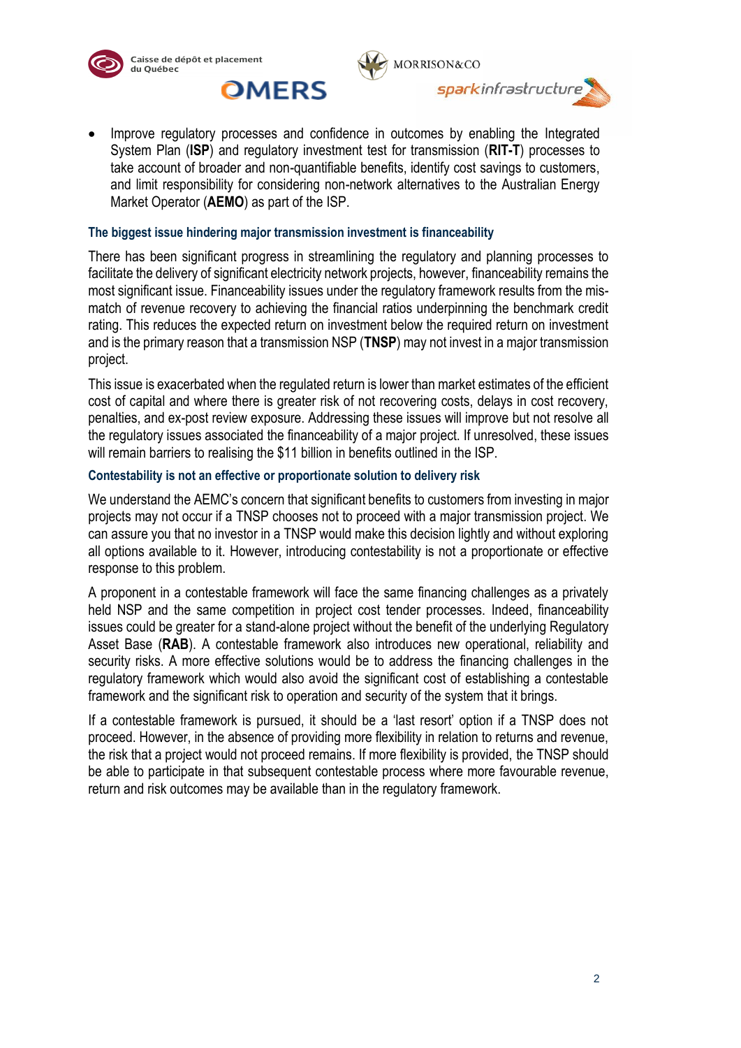- Improve regulatory processes and confidence in outcomes by enabling the Integrated System Plan (**ISP**) and regulatory investment test for transmission (**RIT-T**) processes to take account of broader and non-quantifiable benefits, identify cost savings to customers, and limit responsibility for considering non-network alternatives to the Australian Energy Market Operator (**AEMO**) as part of the ISP.

### The biggest issue hindering major transmission investment is financeability

There has been significant progress in streamlining the regulatory and planning processes to facilitate the delivery of significant electricity network projects, however, financeability remains the most significant issue. Financeability issues under the regulatory framework results from the mis-match of revenue recovery to achieving the financial ratios underpinning the benchmark credit rating. This reduces the expected return on investment below the required return on investment and is the primary reason that a transmission NSP (**TNSP**) may not invest in a major transmission project.

This issue is exacerbated when the regulated return is lower than market estimates of the efficient cost of capital and where there is greater risk of not recovering costs, delays in cost recovery, penalties, and ex-post review exposure. Addressing these issues will improve but not resolve all the regulatory issues associated the financeability of a major project. If unresolved, these issues will remain barriers to realising the $11 billion in benefits outlined in the ISP.

### Contestability is not an effective or proportionate solution to delivery risk

We understand the AEMC's concern that significant benefits to customers from investing in major projects may not occur if a TNSP chooses not to proceed with a major transmission project. We can assure you that no investor in a TNSP would make this decision lightly and without exploring all options available to it. However, introducing contestability is not a proportionate or effective response to this problem.

A proponent in a contestable framework will face the same financing challenges as a privately held NSP and the same competition in project cost tender processes. Indeed, financeability issues could be greater for a stand-alone project without the benefit of the underlying Regulatory Asset Base (**RAB**). A contestable framework also introduces new operational, reliability and security risks. A more effective solutions would be to address the financing challenges in the regulatory framework which would also avoid the significant cost of establishing a contestable framework and the significant risk to operation and security of the system that it brings.

If a contestable framework is pursued, it should be a 'last resort' option if a TNSP does not proceed. However, in the absence of providing more flexibility in relation to returns and revenue, the risk that a project would not proceed remains. If more flexibility is provided, the TNSP should be able to participate in that subsequent contestable process where more favourable revenue, return and risk outcomes may be available than in the regulatory framework.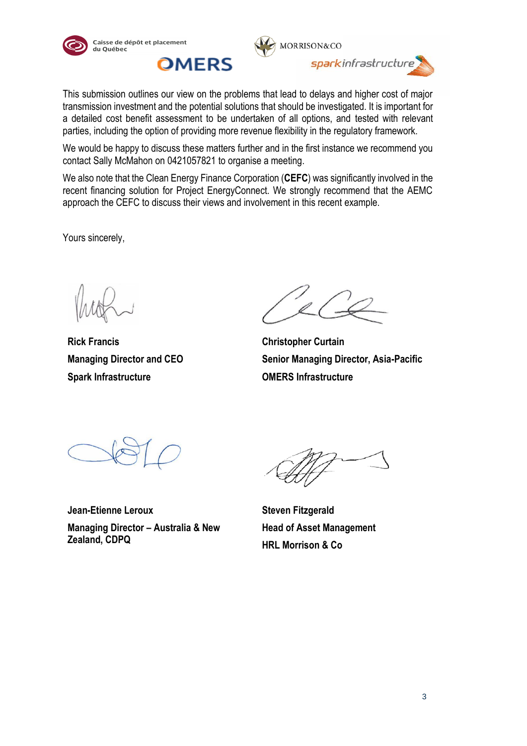This submission outlines our view on the problems that lead to delays and higher cost of major transmission investment and the potential solutions that should be investigated. It is important for a detailed cost benefit assessment to be undertaken of all options, and tested with relevant parties, including the option of providing more revenue flexibility in the regulatory framework.

We would be happy to discuss these matters further and in the first instance we recommend you contact Sally McMahon on 0421057821 to organise a meeting.

We also note that the Clean Energy Finance Corporation (**CEFC**) was significantly involved in the recent financing solution for Project EnergyConnect. We strongly recommend that the AEMC approach the CEFC to discuss their views and involvement in this recent example.

Yours sincerely,

**Rick Francis**
**Managing Director and CEO**
**Spark Infrastructure**

**Christopher Curtain**
**Senior Managing Director, Asia-Pacific**
**OMERS Infrastructure**

**Jean-Etienne Leroux**
**Managing Director – Australia & New Zealand, CDPQ**

**Steven Fitzgerald**
**Head of Asset Management**
**HRL Morrison & Co**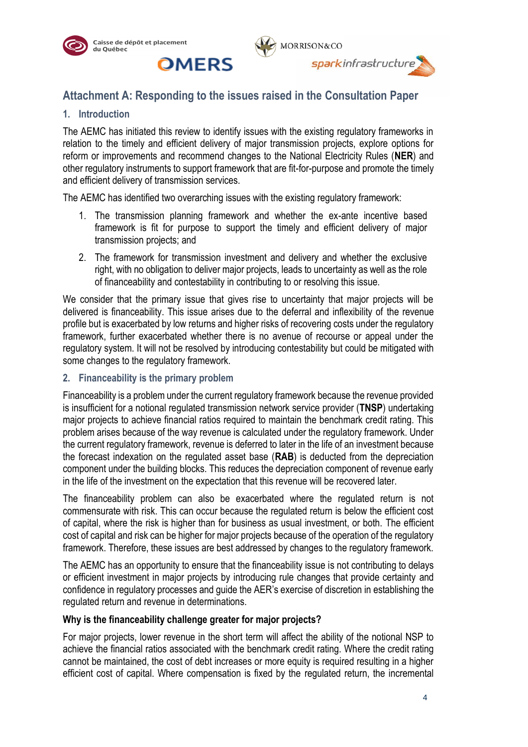## Attachment A: Responding to the issues raised in the Consultation Paper

### 1. Introduction

The AEMC has initiated this review to identify issues with the existing regulatory frameworks in relation to the timely and efficient delivery of major transmission projects, explore options for reform or improvements and recommend changes to the National Electricity Rules (**NER**) and other regulatory instruments to support framework that are fit-for-purpose and promote the timely and efficient delivery of transmission services.

The AEMC has identified two overarching issues with the existing regulatory framework:

1. The transmission planning framework and whether the ex-ante incentive based framework is fit for purpose to support the timely and efficient delivery of major transmission projects; and
2. The framework for transmission investment and delivery and whether the exclusive right, with no obligation to deliver major projects, leads to uncertainty as well as the role of financeability and contestability in contributing to or resolving this issue.

We consider that the primary issue that gives rise to uncertainty that major projects will be delivered is financeability. This issue arises due to the deferral and inflexibility of the revenue profile but is exacerbated by low returns and higher risks of recovering costs under the regulatory framework, further exacerbated whether there is no avenue of recourse or appeal under the regulatory system. It will not be resolved by introducing contestability but could be mitigated with some changes to the regulatory framework.

### 2. Financeability is the primary problem

Financeability is a problem under the current regulatory framework because the revenue provided is insufficient for a notional regulated transmission network service provider (**TNSP**) undertaking major projects to achieve financial ratios required to maintain the benchmark credit rating. This problem arises because of the way revenue is calculated under the regulatory framework. Under the current regulatory framework, revenue is deferred to later in the life of an investment because the forecast indexation on the regulated asset base (**RAB**) is deducted from the depreciation component under the building blocks. This reduces the depreciation component of revenue early in the life of the investment on the expectation that this revenue will be recovered later.

The financeability problem can also be exacerbated where the regulated return is not commensurate with risk. This can occur because the regulated return is below the efficient cost of capital, where the risk is higher than for business as usual investment, or both. The efficient cost of capital and risk can be higher for major projects because of the operation of the regulatory framework. Therefore, these issues are best addressed by changes to the regulatory framework.

The AEMC has an opportunity to ensure that the financeability issue is not contributing to delays or efficient investment in major projects by introducing rule changes that provide certainty and confidence in regulatory processes and guide the AER's exercise of discretion in establishing the regulated return and revenue in determinations.

**Why is the financeability challenge greater for major projects?**

For major projects, lower revenue in the short term will affect the ability of the notional NSP to achieve the financial ratios associated with the benchmark credit rating. Where the credit rating cannot be maintained, the cost of debt increases or more equity is required resulting in a higher efficient cost of capital. Where compensation is fixed by the regulated return, the incremental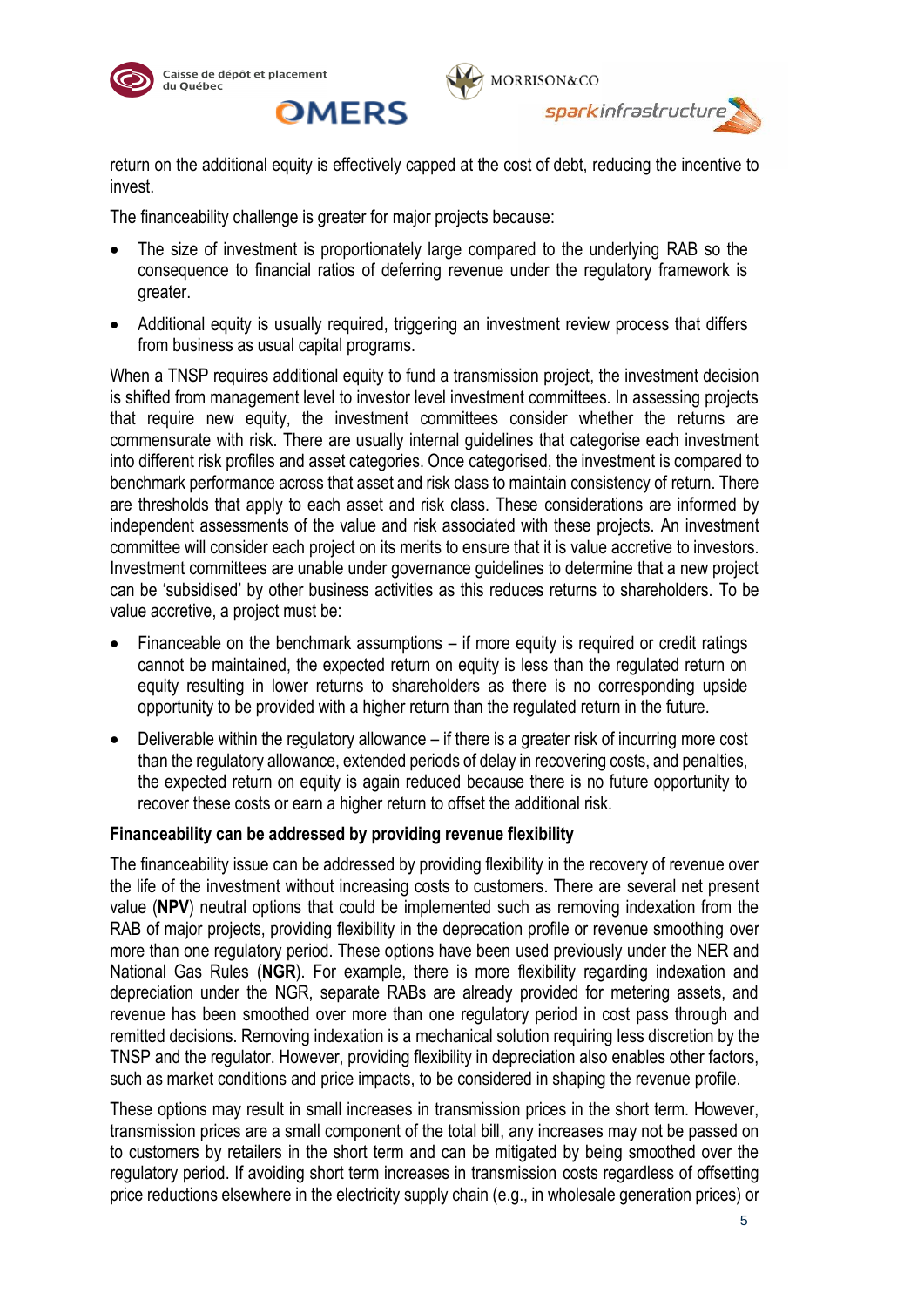return on the additional equity is effectively capped at the cost of debt, reducing the incentive to invest.

The financeability challenge is greater for major projects because:

- The size of investment is proportionately large compared to the underlying RAB so the consequence to financial ratios of deferring revenue under the regulatory framework is greater.
- Additional equity is usually required, triggering an investment review process that differs from business as usual capital programs.

When a TNSP requires additional equity to fund a transmission project, the investment decision is shifted from management level to investor level investment committees. In assessing projects that require new equity, the investment committees consider whether the returns are commensurate with risk. There are usually internal guidelines that categorise each investment into different risk profiles and asset categories. Once categorised, the investment is compared to benchmark performance across that asset and risk class to maintain consistency of return. There are thresholds that apply to each asset and risk class. These considerations are informed by independent assessments of the value and risk associated with these projects. An investment committee will consider each project on its merits to ensure that it is value accretive to investors. Investment committees are unable under governance guidelines to determine that a new project can be 'subsidised' by other business activities as this reduces returns to shareholders. To be value accretive, a project must be:

- Financeable on the benchmark assumptions – if more equity is required or credit ratings cannot be maintained, the expected return on equity is less than the regulated return on equity resulting in lower returns to shareholders as there is no corresponding upside opportunity to be provided with a higher return than the regulated return in the future.
- Deliverable within the regulatory allowance – if there is a greater risk of incurring more cost than the regulatory allowance, extended periods of delay in recovering costs, and penalties, the expected return on equity is again reduced because there is no future opportunity to recover these costs or earn a higher return to offset the additional risk.

**Financeability can be addressed by providing revenue flexibility**

The financeability issue can be addressed by providing flexibility in the recovery of revenue over the life of the investment without increasing costs to customers. There are several net present value (**NPV**) neutral options that could be implemented such as removing indexation from the RAB of major projects, providing flexibility in the deprecation profile or revenue smoothing over more than one regulatory period. These options have been used previously under the NER and National Gas Rules (**NGR**). For example, there is more flexibility regarding indexation and depreciation under the NGR, separate RABs are already provided for metering assets, and revenue has been smoothed over more than one regulatory period in cost pass through and remitted decisions. Removing indexation is a mechanical solution requiring less discretion by the TNSP and the regulator. However, providing flexibility in depreciation also enables other factors, such as market conditions and price impacts, to be considered in shaping the revenue profile.

These options may result in small increases in transmission prices in the short term. However, transmission prices are a small component of the total bill, any increases may not be passed on to customers by retailers in the short term and can be mitigated by being smoothed over the regulatory period. If avoiding short term increases in transmission costs regardless of offsetting price reductions elsewhere in the electricity supply chain (e.g., in wholesale generation prices) or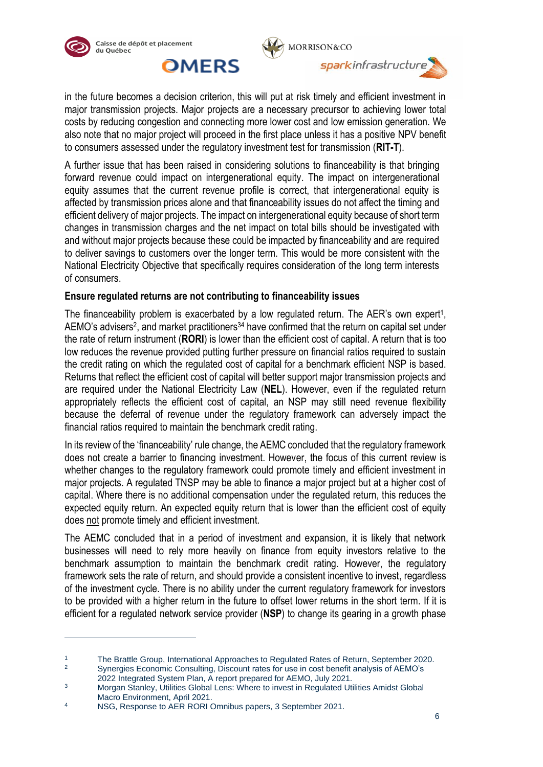in the future becomes a decision criterion, this will put at risk timely and efficient investment in major transmission projects. Major projects are a necessary precursor to achieving lower total costs by reducing congestion and connecting more lower cost and low emission generation. We also note that no major project will proceed in the first place unless it has a positive NPV benefit to consumers assessed under the regulatory investment test for transmission (**RIT-T**).

A further issue that has been raised in considering solutions to financeability is that bringing forward revenue could impact on intergenerational equity. The impact on intergenerational equity assumes that the current revenue profile is correct, that intergenerational equity is affected by transmission prices alone and that financeability issues do not affect the timing and efficient delivery of major projects. The impact on intergenerational equity because of short term changes in transmission charges and the net impact on total bills should be investigated with and without major projects because these could be impacted by financeability and are required to deliver savings to customers over the longer term. This would be more consistent with the National Electricity Objective that specifically requires consideration of the long term interests of consumers.

**Ensure regulated returns are not contributing to financeability issues**

The financeability problem is exacerbated by a low regulated return. The AER's own expert[1], AEMO's advisers[2], and market practitioners[3][4] have confirmed that the return on capital set under the rate of return instrument (**RORI**) is lower than the efficient cost of capital. A return that is too low reduces the revenue provided putting further pressure on financial ratios required to sustain the credit rating on which the regulated cost of capital for a benchmark efficient NSP is based. Returns that reflect the efficient cost of capital will better support major transmission projects and are required under the National Electricity Law (**NEL**). However, even if the regulated return appropriately reflects the efficient cost of capital, an NSP may still need revenue flexibility because the deferral of revenue under the regulatory framework can adversely impact the financial ratios required to maintain the benchmark credit rating.

In its review of the 'financeability' rule change, the AEMC concluded that the regulatory framework does not create a barrier to financing investment. However, the focus of this current review is whether changes to the regulatory framework could promote timely and efficient investment in major projects. A regulated TNSP may be able to finance a major project but at a higher cost of capital. Where there is no additional compensation under the regulated return, this reduces the expected equity return. An expected equity return that is lower than the efficient cost of equity does not promote timely and efficient investment.

The AEMC concluded that in a period of investment and expansion, it is likely that network businesses will need to rely more heavily on finance from equity investors relative to the benchmark assumption to maintain the benchmark credit rating. However, the regulatory framework sets the rate of return, and should provide a consistent incentive to invest, regardless of the investment cycle. There is no ability under the current regulatory framework for investors to be provided with a higher return in the future to offset lower returns in the short term. If it is efficient for a regulated network service provider (**NSP**) to change its gearing in a growth phase

---

1. The Brattle Group, International Approaches to Regulated Rates of Return, September 2020.
2. Synergies Economic Consulting, Discount rates for use in cost benefit analysis of AEMO's 2022 Integrated System Plan, A report prepared for AEMO, July 2021.
3. Morgan Stanley, Utilities Global Lens: Where to invest in Regulated Utilities Amidst Global Macro Environment, April 2021.
4. NSG, Response to AER RORI Omnibus papers, 3 September 2021.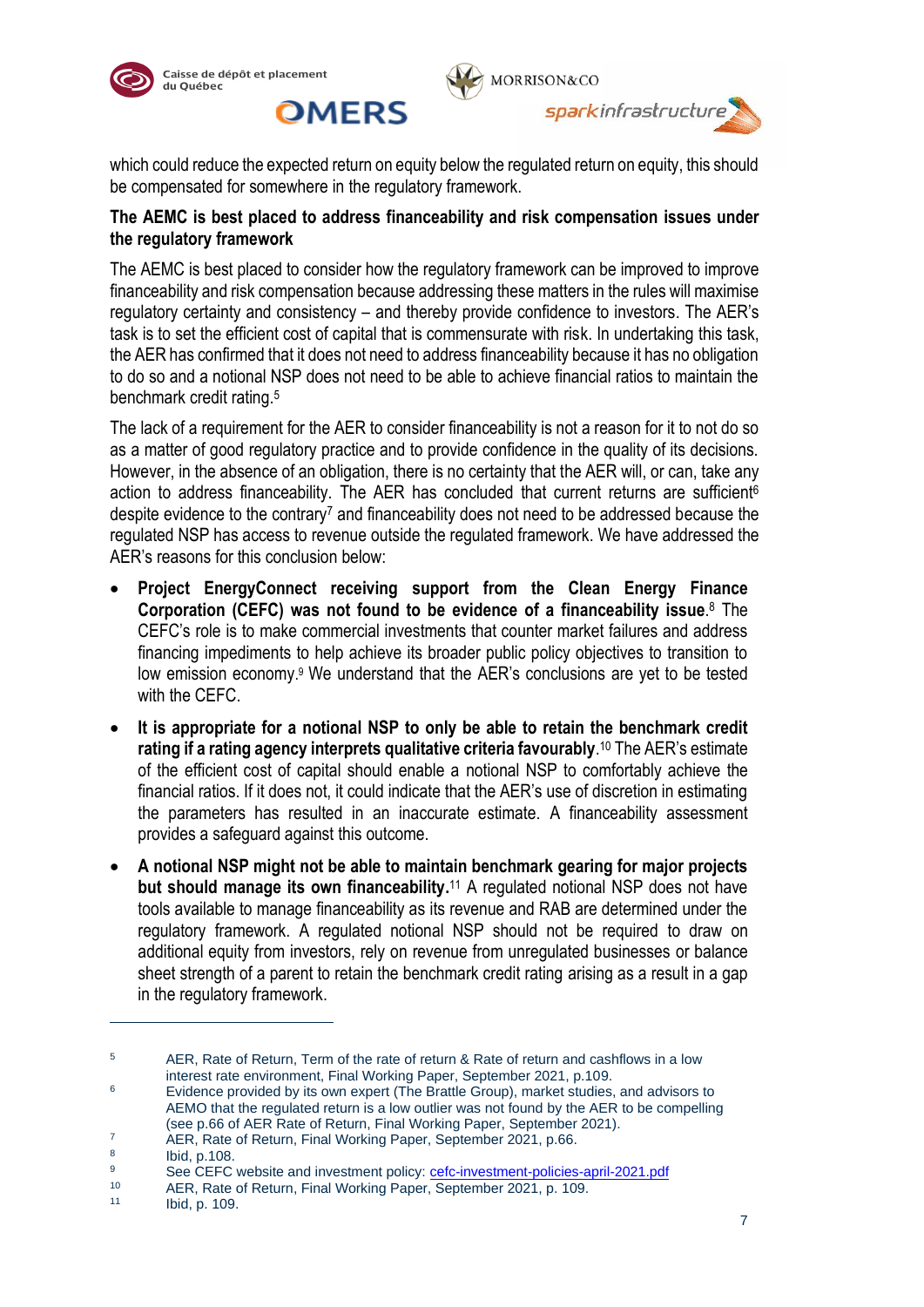which could reduce the expected return on equity below the regulated return on equity, this should be compensated for somewhere in the regulatory framework.

**The AEMC is best placed to address financeability and risk compensation issues under the regulatory framework**

The AEMC is best placed to consider how the regulatory framework can be improved to improve financeability and risk compensation because addressing these matters in the rules will maximise regulatory certainty and consistency – and thereby provide confidence to investors. The AER's task is to set the efficient cost of capital that is commensurate with risk. In undertaking this task, the AER has confirmed that it does not need to address financeability because it has no obligation to do so and a notional NSP does not need to be able to achieve financial ratios to maintain the benchmark credit rating.[5]

The lack of a requirement for the AER to consider financeability is not a reason for it to not do so as a matter of good regulatory practice and to provide confidence in the quality of its decisions. However, in the absence of an obligation, there is no certainty that the AER will, or can, take any action to address financeability. The AER has concluded that current returns are sufficient[6] despite evidence to the contrary[7] and financeability does not need to be addressed because the regulated NSP has access to revenue outside the regulated framework. We have addressed the AER's reasons for this conclusion below:

- **Project EnergyConnect receiving support from the Clean Energy Finance Corporation (CEFC) was not found to be evidence of a financeability issue**.[8] The CEFC's role is to make commercial investments that counter market failures and address financing impediments to help achieve its broader public policy objectives to transition to low emission economy.[9] We understand that the AER's conclusions are yet to be tested with the CEFC.
- **It is appropriate for a notional NSP to only be able to retain the benchmark credit rating if a rating agency interprets qualitative criteria favourably**.[10] The AER's estimate of the efficient cost of capital should enable a notional NSP to comfortably achieve the financial ratios. If it does not, it could indicate that the AER's use of discretion in estimating the parameters has resulted in an inaccurate estimate. A financeability assessment provides a safeguard against this outcome.
- **A notional NSP might not be able to maintain benchmark gearing for major projects but should manage its own financeability.**[11] A regulated notional NSP does not have tools available to manage financeability as its revenue and RAB are determined under the regulatory framework. A regulated notional NSP should not be required to draw on additional equity from investors, rely on revenue from unregulated businesses or balance sheet strength of a parent to retain the benchmark credit rating arising as a result in a gap in the regulatory framework.

---

[5] AER, Rate of Return, Term of the rate of return & Rate of return and cashflows in a low interest rate environment, Final Working Paper, September 2021, p.109.

[6] Evidence provided by its own expert (The Brattle Group), market studies, and advisors to AEMO that the regulated return is a low outlier was not found by the AER to be compelling (see p.66 of AER Rate of Return, Final Working Paper, September 2021).

[7] AER, Rate of Return, Final Working Paper, September 2021, p.66.

[8] Ibid, p.108.

[9] See CEFC website and investment policy: cefc-investment-policies-april-2021.pdf

[10] AER, Rate of Return, Final Working Paper, September 2021, p. 109.

[11] Ibid, p. 109.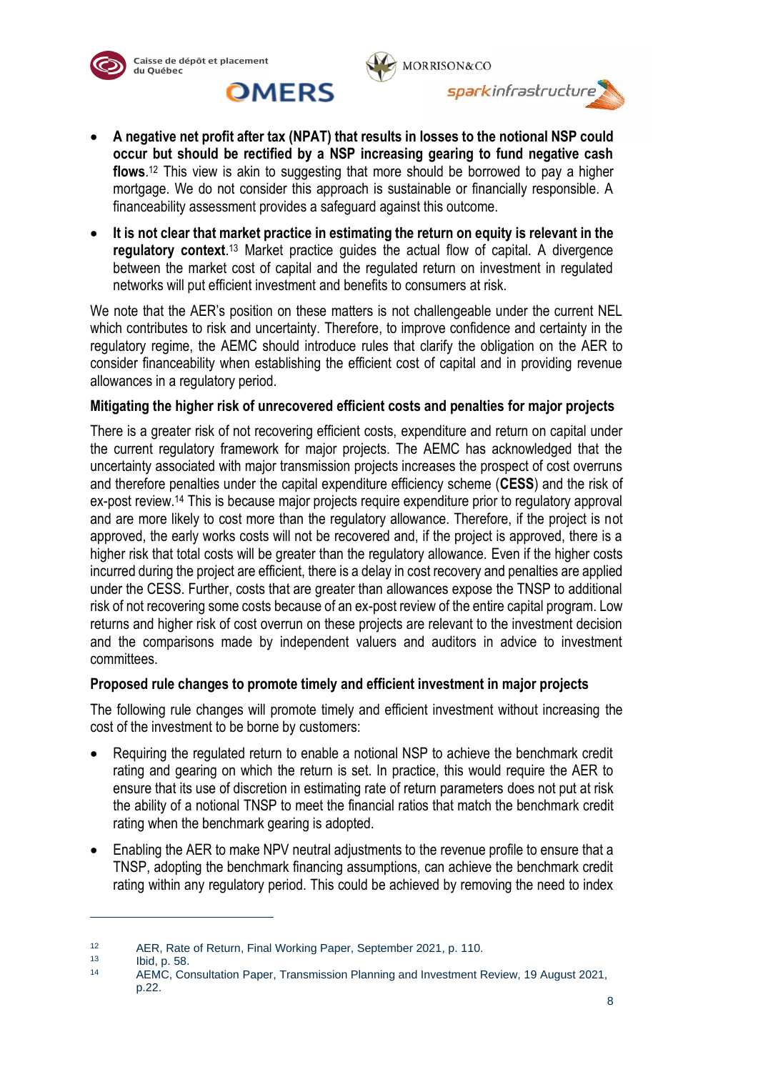- **A negative net profit after tax (NPAT) that results in losses to the notional NSP could occur but should be rectified by a NSP increasing gearing to fund negative cash flows**.[12] This view is akin to suggesting that more should be borrowed to pay a higher mortgage. We do not consider this approach is sustainable or financially responsible. A financeability assessment provides a safeguard against this outcome.
- **It is not clear that market practice in estimating the return on equity is relevant in the regulatory context**.[13] Market practice guides the actual flow of capital. A divergence between the market cost of capital and the regulated return on investment in regulated networks will put efficient investment and benefits to consumers at risk.

We note that the AER's position on these matters is not challengeable under the current NEL which contributes to risk and uncertainty. Therefore, to improve confidence and certainty in the regulatory regime, the AEMC should introduce rules that clarify the obligation on the AER to consider financeability when establishing the efficient cost of capital and in providing revenue allowances in a regulatory period.

**Mitigating the higher risk of unrecovered efficient costs and penalties for major projects**

There is a greater risk of not recovering efficient costs, expenditure and return on capital under the current regulatory framework for major projects. The AEMC has acknowledged that the uncertainty associated with major transmission projects increases the prospect of cost overruns and therefore penalties under the capital expenditure efficiency scheme (**CESS**) and the risk of ex-post review.[14] This is because major projects require expenditure prior to regulatory approval and are more likely to cost more than the regulatory allowance. Therefore, if the project is not approved, the early works costs will not be recovered and, if the project is approved, there is a higher risk that total costs will be greater than the regulatory allowance. Even if the higher costs incurred during the project are efficient, there is a delay in cost recovery and penalties are applied under the CESS. Further, costs that are greater than allowances expose the TNSP to additional risk of not recovering some costs because of an ex-post review of the entire capital program. Low returns and higher risk of cost overrun on these projects are relevant to the investment decision and the comparisons made by independent valuers and auditors in advice to investment committees.

**Proposed rule changes to promote timely and efficient investment in major projects**

The following rule changes will promote timely and efficient investment without increasing the cost of the investment to be borne by customers:

- Requiring the regulated return to enable a notional NSP to achieve the benchmark credit rating and gearing on which the return is set. In practice, this would require the AER to ensure that its use of discretion in estimating rate of return parameters does not put at risk the ability of a notional TNSP to meet the financial ratios that match the benchmark credit rating when the benchmark gearing is adopted.
- Enabling the AER to make NPV neutral adjustments to the revenue profile to ensure that a TNSP, adopting the benchmark financing assumptions, can achieve the benchmark credit rating within any regulatory period. This could be achieved by removing the need to index

---

[12] AER, Rate of Return, Final Working Paper, September 2021, p. 110.
[13] Ibid, p. 58.
[14] AEMC, Consultation Paper, Transmission Planning and Investment Review, 19 August 2021, p.22.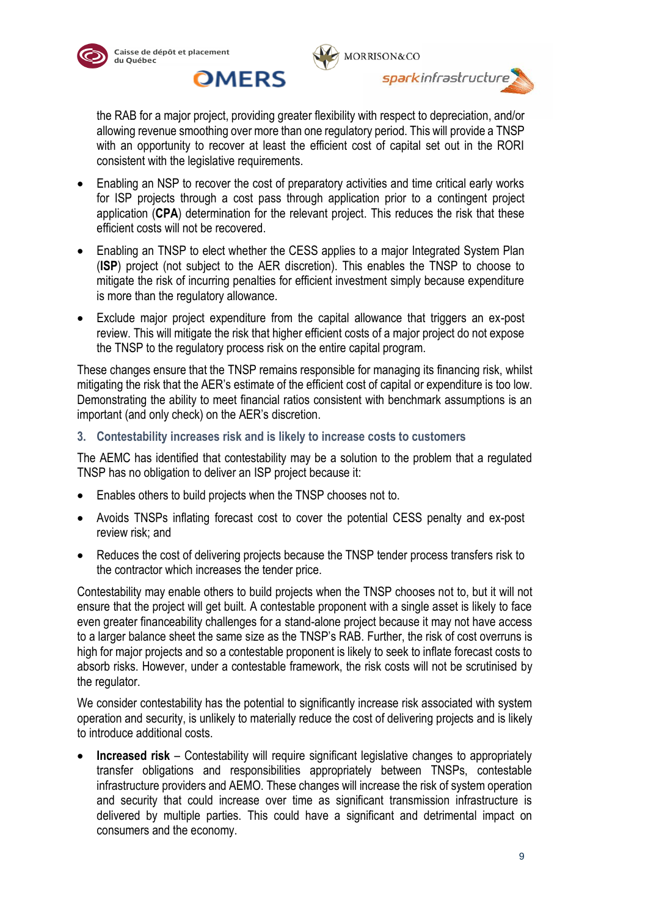the RAB for a major project, providing greater flexibility with respect to depreciation, and/or allowing revenue smoothing over more than one regulatory period. This will provide a TNSP with an opportunity to recover at least the efficient cost of capital set out in the RORI consistent with the legislative requirements.

- Enabling an NSP to recover the cost of preparatory activities and time critical early works for ISP projects through a cost pass through application prior to a contingent project application (**CPA**) determination for the relevant project. This reduces the risk that these efficient costs will not be recovered.
- Enabling an TNSP to elect whether the CESS applies to a major Integrated System Plan (**ISP**) project (not subject to the AER discretion). This enables the TNSP to choose to mitigate the risk of incurring penalties for efficient investment simply because expenditure is more than the regulatory allowance.
- Exclude major project expenditure from the capital allowance that triggers an ex-post review. This will mitigate the risk that higher efficient costs of a major project do not expose the TNSP to the regulatory process risk on the entire capital program.

These changes ensure that the TNSP remains responsible for managing its financing risk, whilst mitigating the risk that the AER's estimate of the efficient cost of capital or expenditure is too low. Demonstrating the ability to meet financial ratios consistent with benchmark assumptions is an important (and only check) on the AER's discretion.

### 3. Contestability increases risk and is likely to increase costs to customers

The AEMC has identified that contestability may be a solution to the problem that a regulated TNSP has no obligation to deliver an ISP project because it:

- Enables others to build projects when the TNSP chooses not to.
- Avoids TNSPs inflating forecast cost to cover the potential CESS penalty and ex-post review risk; and
- Reduces the cost of delivering projects because the TNSP tender process transfers risk to the contractor which increases the tender price.

Contestability may enable others to build projects when the TNSP chooses not to, but it will not ensure that the project will get built. A contestable proponent with a single asset is likely to face even greater financeability challenges for a stand-alone project because it may not have access to a larger balance sheet the same size as the TNSP's RAB. Further, the risk of cost overruns is high for major projects and so a contestable proponent is likely to seek to inflate forecast costs to absorb risks. However, under a contestable framework, the risk costs will not be scrutinised by the regulator.

We consider contestability has the potential to significantly increase risk associated with system operation and security, is unlikely to materially reduce the cost of delivering projects and is likely to introduce additional costs.

- **Increased risk** – Contestability will require significant legislative changes to appropriately transfer obligations and responsibilities appropriately between TNSPs, contestable infrastructure providers and AEMO. These changes will increase the risk of system operation and security that could increase over time as significant transmission infrastructure is delivered by multiple parties. This could have a significant and detrimental impact on consumers and the economy.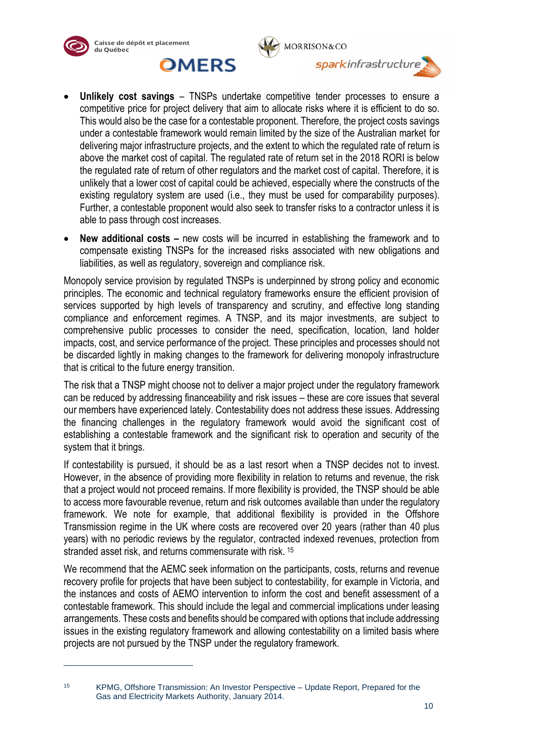- **Unlikely cost savings** – TNSPs undertake competitive tender processes to ensure a competitive price for project delivery that aim to allocate risks where it is efficient to do so. This would also be the case for a contestable proponent. Therefore, the project costs savings under a contestable framework would remain limited by the size of the Australian market for delivering major infrastructure projects, and the extent to which the regulated rate of return is above the market cost of capital. The regulated rate of return set in the 2018 RORI is below the regulated rate of return of other regulators and the market cost of capital. Therefore, it is unlikely that a lower cost of capital could be achieved, especially where the constructs of the existing regulatory system are used (i.e., they must be used for comparability purposes). Further, a contestable proponent would also seek to transfer risks to a contractor unless it is able to pass through cost increases.
- **New additional costs –** new costs will be incurred in establishing the framework and to compensate existing TNSPs for the increased risks associated with new obligations and liabilities, as well as regulatory, sovereign and compliance risk.

Monopoly service provision by regulated TNSPs is underpinned by strong policy and economic principles. The economic and technical regulatory frameworks ensure the efficient provision of services supported by high levels of transparency and scrutiny, and effective long standing compliance and enforcement regimes. A TNSP, and its major investments, are subject to comprehensive public processes to consider the need, specification, location, land holder impacts, cost, and service performance of the project. These principles and processes should not be discarded lightly in making changes to the framework for delivering monopoly infrastructure that is critical to the future energy transition.

The risk that a TNSP might choose not to deliver a major project under the regulatory framework can be reduced by addressing financeability and risk issues – these are core issues that several our members have experienced lately. Contestability does not address these issues. Addressing the financing challenges in the regulatory framework would avoid the significant cost of establishing a contestable framework and the significant risk to operation and security of the system that it brings.

If contestability is pursued, it should be as a last resort when a TNSP decides not to invest. However, in the absence of providing more flexibility in relation to returns and revenue, the risk that a project would not proceed remains. If more flexibility is provided, the TNSP should be able to access more favourable revenue, return and risk outcomes available than under the regulatory framework. We note for example, that additional flexibility is provided in the Offshore Transmission regime in the UK where costs are recovered over 20 years (rather than 40 plus years) with no periodic reviews by the regulator, contracted indexed revenues, protection from stranded asset risk, and returns commensurate with risk. [15]

We recommend that the AEMC seek information on the participants, costs, returns and revenue recovery profile for projects that have been subject to contestability, for example in Victoria, and the instances and costs of AEMO intervention to inform the cost and benefit assessment of a contestable framework. This should include the legal and commercial implications under leasing arrangements. These costs and benefits should be compared with options that include addressing issues in the existing regulatory framework and allowing contestability on a limited basis where projects are not pursued by the TNSP under the regulatory framework.

---

[15] KPMG, Offshore Transmission: An Investor Perspective – Update Report, Prepared for the Gas and Electricity Markets Authority, January 2014.